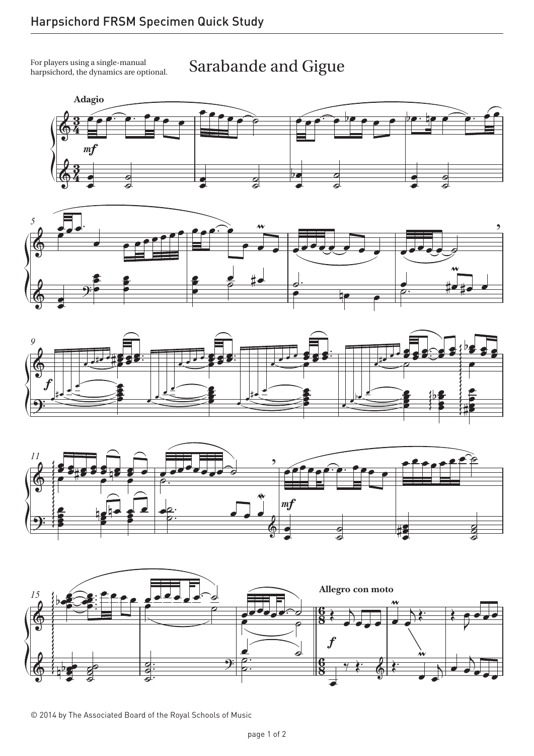For players using a single-manual harpsichord, the dynamics are optional.

# Sarabande and Gigue

© 2014 by The Associated Board of the Royal Schools of Music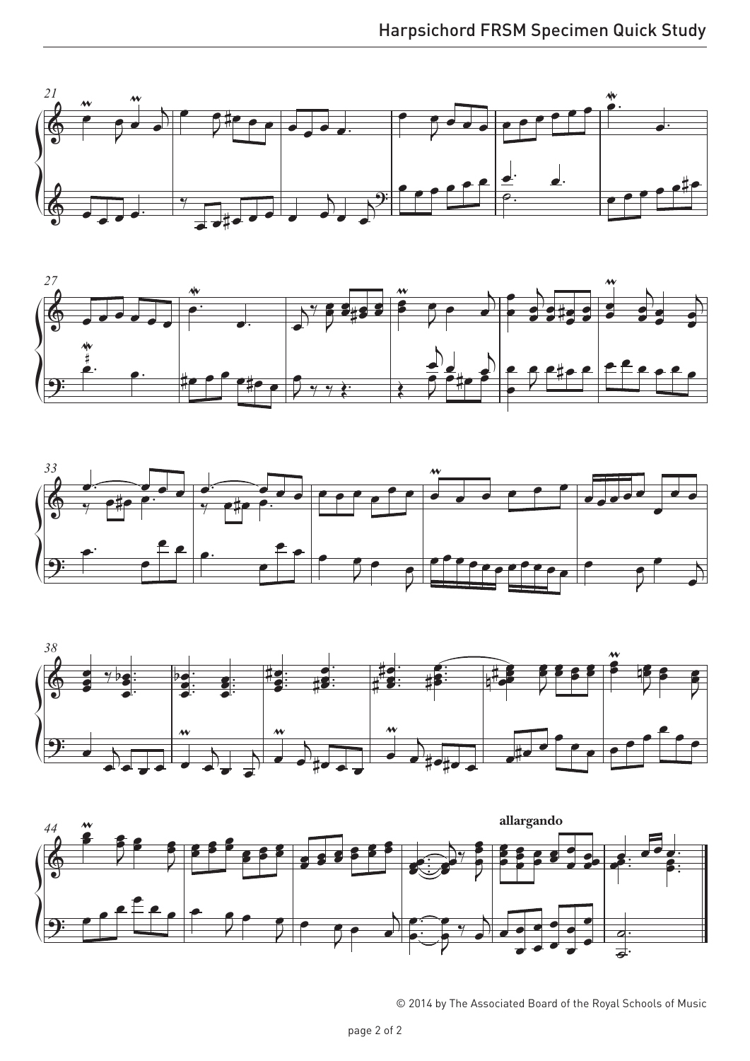allargando

© 2014 by The Associated Board of the Royal Schools of Music